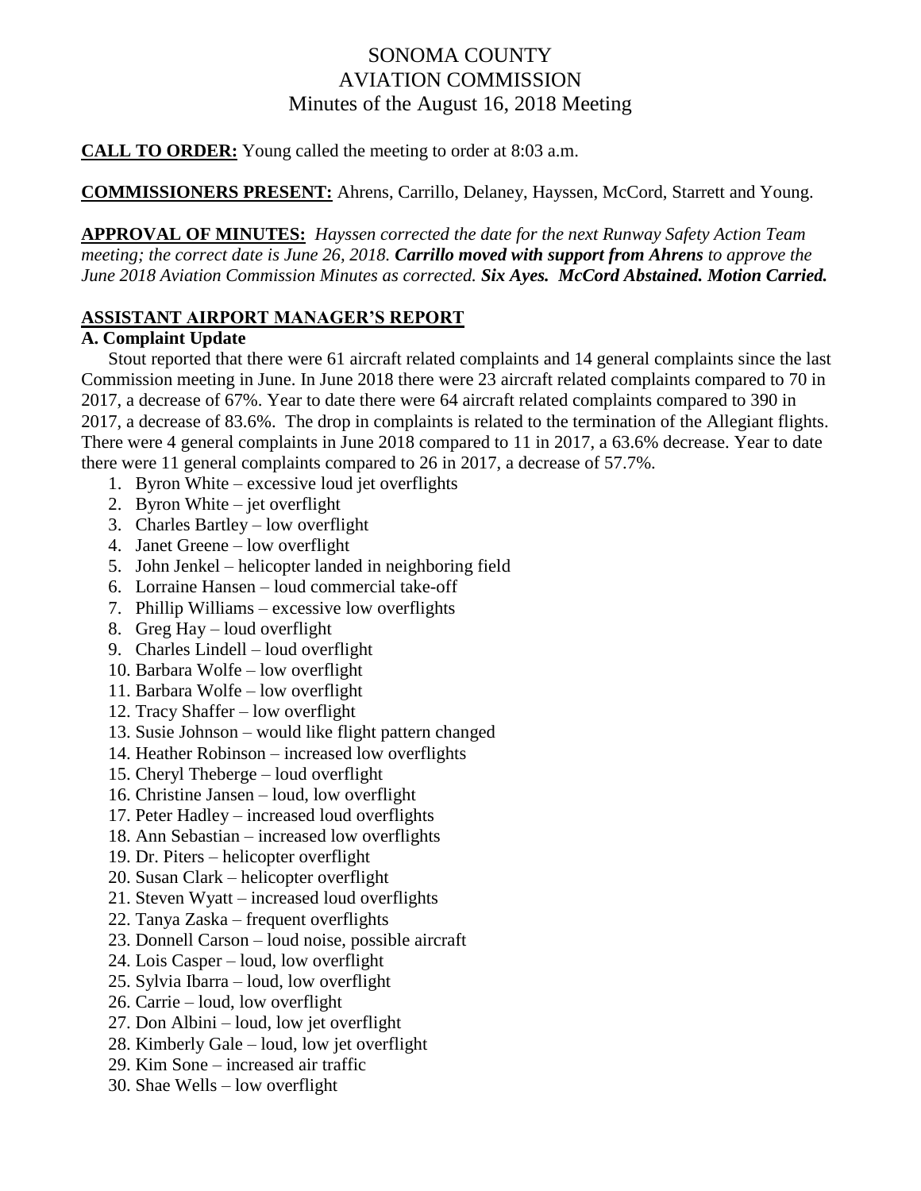# SONOMA COUNTY
# AVIATION COMMISSION
## Minutes of the August 16, 2018 Meeting

**CALL TO ORDER:** Young called the meeting to order at 8:03 a.m.

**COMMISSIONERS PRESENT:** Ahrens, Carrillo, Delaney, Hayssen, McCord, Starrett and Young.

**APPROVAL OF MINUTES:** *Hayssen corrected the date for the next Runway Safety Action Team meeting; the correct date is June 26, 2018.* ***Carrillo moved with support from Ahrens*** *to approve the June 2018 Aviation Commission Minutes as corrected.* ***Six Ayes. McCord Abstained. Motion Carried.***

## ASSISTANT AIRPORT MANAGER'S REPORT

### A. Complaint Update

Stout reported that there were 61 aircraft related complaints and 14 general complaints since the last Commission meeting in June. In June 2018 there were 23 aircraft related complaints compared to 70 in 2017, a decrease of 67%. Year to date there were 64 aircraft related complaints compared to 390 in 2017, a decrease of 83.6%. The drop in complaints is related to the termination of the Allegiant flights. There were 4 general complaints in June 2018 compared to 11 in 2017, a 63.6% decrease. Year to date there were 11 general complaints compared to 26 in 2017, a decrease of 57.7%.

1. Byron White – excessive loud jet overflights
2. Byron White – jet overflight
3. Charles Bartley – low overflight
4. Janet Greene – low overflight
5. John Jenkel – helicopter landed in neighboring field
6. Lorraine Hansen – loud commercial take-off
7. Phillip Williams – excessive low overflights
8. Greg Hay – loud overflight
9. Charles Lindell – loud overflight
10. Barbara Wolfe – low overflight
11. Barbara Wolfe – low overflight
12. Tracy Shaffer – low overflight
13. Susie Johnson – would like flight pattern changed
14. Heather Robinson – increased low overflights
15. Cheryl Theberge – loud overflight
16. Christine Jansen – loud, low overflight
17. Peter Hadley – increased loud overflights
18. Ann Sebastian – increased low overflights
19. Dr. Piters – helicopter overflight
20. Susan Clark – helicopter overflight
21. Steven Wyatt – increased loud overflights
22. Tanya Zaska – frequent overflights
23. Donnell Carson – loud noise, possible aircraft
24. Lois Casper – loud, low overflight
25. Sylvia Ibarra – loud, low overflight
26. Carrie – loud, low overflight
27. Don Albini – loud, low jet overflight
28. Kimberly Gale – loud, low jet overflight
29. Kim Sone – increased air traffic
30. Shae Wells – low overflight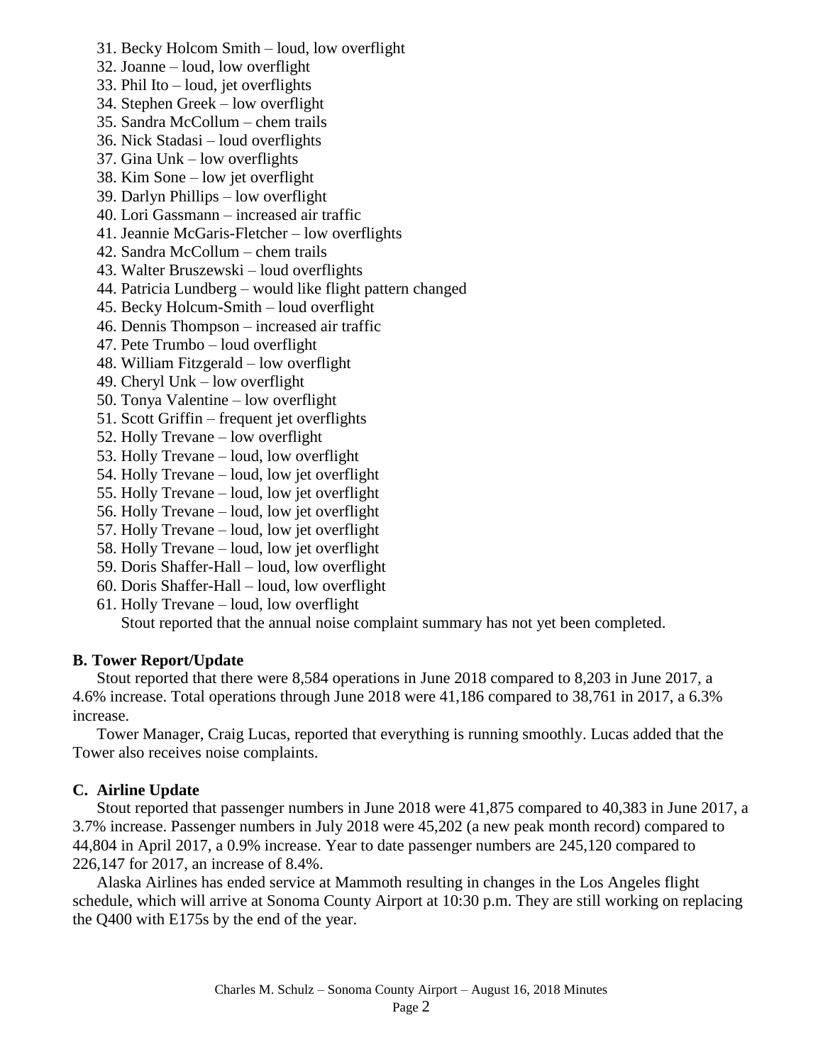31. Becky Holcom Smith – loud, low overflight
32. Joanne – loud, low overflight
33. Phil Ito – loud, jet overflights
34. Stephen Greek – low overflight
35. Sandra McCollum – chem trails
36. Nick Stadasi – loud overflights
37. Gina Unk – low overflights
38. Kim Sone – low jet overflight
39. Darlyn Phillips – low overflight
40. Lori Gassmann – increased air traffic
41. Jeannie McGaris-Fletcher – low overflights
42. Sandra McCollum – chem trails
43. Walter Bruszewski – loud overflights
44. Patricia Lundberg – would like flight pattern changed
45. Becky Holcum-Smith – loud overflight
46. Dennis Thompson – increased air traffic
47. Pete Trumbo – loud overflight
48. William Fitzgerald – low overflight
49. Cheryl Unk – low overflight
50. Tonya Valentine – low overflight
51. Scott Griffin – frequent jet overflights
52. Holly Trevane – low overflight
53. Holly Trevane – loud, low overflight
54. Holly Trevane – loud, low jet overflight
55. Holly Trevane – loud, low jet overflight
56. Holly Trevane – loud, low jet overflight
57. Holly Trevane – loud, low jet overflight
58. Holly Trevane – loud, low jet overflight
59. Doris Shaffer-Hall – loud, low overflight
60. Doris Shaffer-Hall – loud, low overflight
61. Holly Trevane – loud, low overflight

Stout reported that the annual noise complaint summary has not yet been completed.

**B. Tower Report/Update**

Stout reported that there were 8,584 operations in June 2018 compared to 8,203 in June 2017, a 4.6% increase. Total operations through June 2018 were 41,186 compared to 38,761 in 2017, a 6.3% increase.

Tower Manager, Craig Lucas, reported that everything is running smoothly. Lucas added that the Tower also receives noise complaints.

**C. Airline Update**

Stout reported that passenger numbers in June 2018 were 41,875 compared to 40,383 in June 2017, a 3.7% increase. Passenger numbers in July 2018 were 45,202 (a new peak month record) compared to 44,804 in April 2017, a 0.9% increase. Year to date passenger numbers are 245,120 compared to 226,147 for 2017, an increase of 8.4%.

Alaska Airlines has ended service at Mammoth resulting in changes in the Los Angeles flight schedule, which will arrive at Sonoma County Airport at 10:30 p.m. They are still working on replacing the Q400 with E175s by the end of the year.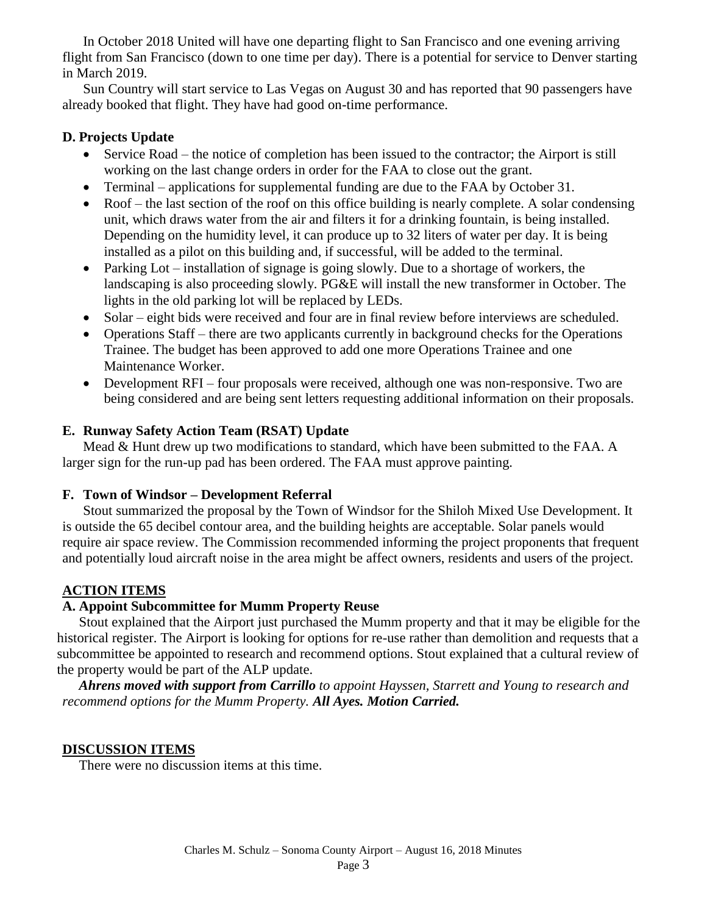In October 2018 United will have one departing flight to San Francisco and one evening arriving flight from San Francisco (down to one time per day). There is a potential for service to Denver starting in March 2019.

Sun Country will start service to Las Vegas on August 30 and has reported that 90 passengers have already booked that flight. They have had good on-time performance.

**D. Projects Update**

- Service Road – the notice of completion has been issued to the contractor; the Airport is still working on the last change orders in order for the FAA to close out the grant.
- Terminal – applications for supplemental funding are due to the FAA by October 31.
- Roof – the last section of the roof on this office building is nearly complete. A solar condensing unit, which draws water from the air and filters it for a drinking fountain, is being installed. Depending on the humidity level, it can produce up to 32 liters of water per day. It is being installed as a pilot on this building and, if successful, will be added to the terminal.
- Parking Lot – installation of signage is going slowly. Due to a shortage of workers, the landscaping is also proceeding slowly. PG&E will install the new transformer in October. The lights in the old parking lot will be replaced by LEDs.
- Solar – eight bids were received and four are in final review before interviews are scheduled.
- Operations Staff – there are two applicants currently in background checks for the Operations Trainee. The budget has been approved to add one more Operations Trainee and one Maintenance Worker.
- Development RFI – four proposals were received, although one was non-responsive. Two are being considered and are being sent letters requesting additional information on their proposals.

**E. Runway Safety Action Team (RSAT) Update**

Mead & Hunt drew up two modifications to standard, which have been submitted to the FAA. A larger sign for the run-up pad has been ordered. The FAA must approve painting.

**F. Town of Windsor – Development Referral**

Stout summarized the proposal by the Town of Windsor for the Shiloh Mixed Use Development. It is outside the 65 decibel contour area, and the building heights are acceptable. Solar panels would require air space review. The Commission recommended informing the project proponents that frequent and potentially loud aircraft noise in the area might be affect owners, residents and users of the project.

**ACTION ITEMS**

**A. Appoint Subcommittee for Mumm Property Reuse**

Stout explained that the Airport just purchased the Mumm property and that it may be eligible for the historical register. The Airport is looking for options for re-use rather than demolition and requests that a subcommittee be appointed to research and recommend options. Stout explained that a cultural review of the property would be part of the ALP update.

***Ahrens moved with support from Carrillo*** *to appoint Hayssen, Starrett and Young to research and recommend options for the Mumm Property.* ***All Ayes. Motion Carried.***

**DISCUSSION ITEMS**

There were no discussion items at this time.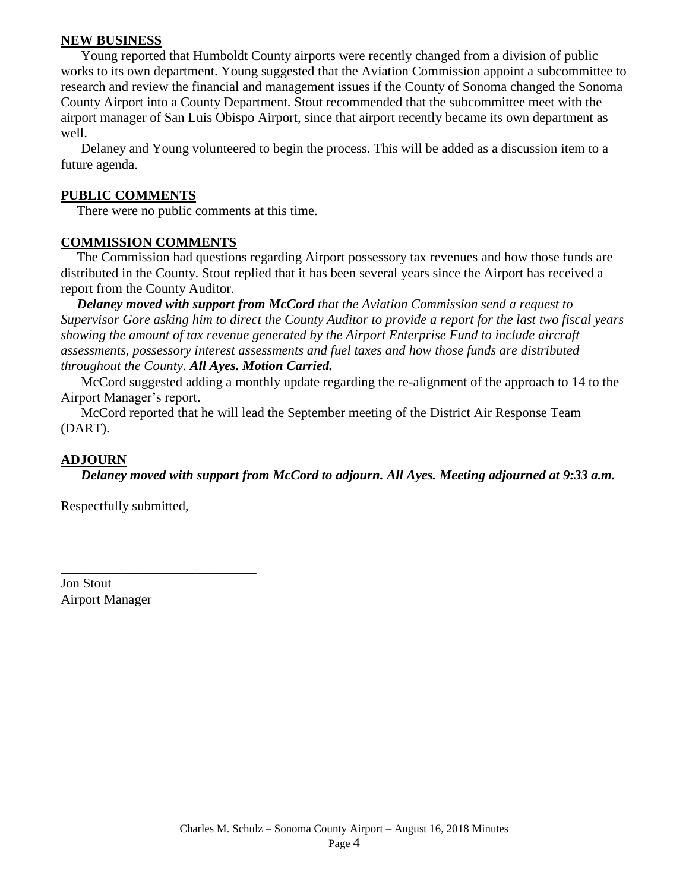**NEW BUSINESS**

Young reported that Humboldt County airports were recently changed from a division of public works to its own department. Young suggested that the Aviation Commission appoint a subcommittee to research and review the financial and management issues if the County of Sonoma changed the Sonoma County Airport into a County Department. Stout recommended that the subcommittee meet with the airport manager of San Luis Obispo Airport, since that airport recently became its own department as well.

Delaney and Young volunteered to begin the process. This will be added as a discussion item to a future agenda.

**PUBLIC COMMENTS**

There were no public comments at this time.

**COMMISSION COMMENTS**

The Commission had questions regarding Airport possessory tax revenues and how those funds are distributed in the County. Stout replied that it has been several years since the Airport has received a report from the County Auditor.

***Delaney moved with support from McCord*** *that the Aviation Commission send a request to Supervisor Gore asking him to direct the County Auditor to provide a report for the last two fiscal years showing the amount of tax revenue generated by the Airport Enterprise Fund to include aircraft assessments, possessory interest assessments and fuel taxes and how those funds are distributed throughout the County.* ***All Ayes. Motion Carried.***

McCord suggested adding a monthly update regarding the re-alignment of the approach to 14 to the Airport Manager's report.

McCord reported that he will lead the September meeting of the District Air Response Team (DART).

**ADJOURN**

***Delaney moved with support from McCord to adjourn. All Ayes. Meeting adjourned at 9:33 a.m.***

Respectfully submitted,

\_\_\_\_\_\_\_\_\_\_\_\_\_\_\_\_\_\_\_\_\_\_\_\_\_\_\_\_\_

Jon Stout
Airport Manager